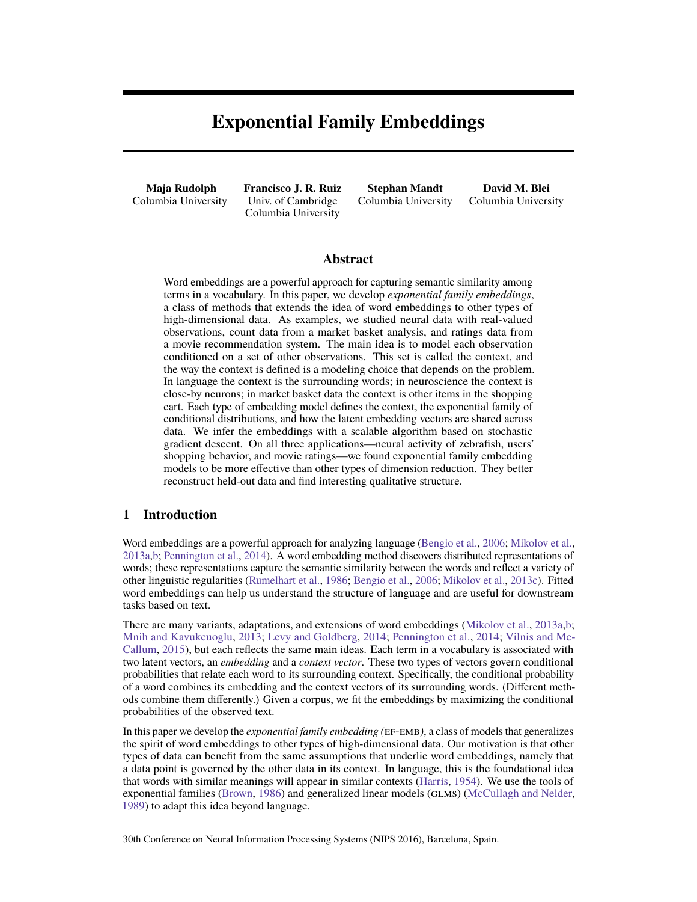# Exponential Family Embeddings

**Maja Rudolph**
Columbia University

**Francisco J. R. Ruiz**
Univ. of Cambridge
Columbia University

**Stephan Mandt**
Columbia University

**David M. Blei**
Columbia University

## Abstract

Word embeddings are a powerful approach for capturing semantic similarity among terms in a vocabulary. In this paper, we develop *exponential family embeddings*, a class of methods that extends the idea of word embeddings to other types of high-dimensional data. As examples, we studied neural data with real-valued observations, count data from a market basket analysis, and ratings data from a movie recommendation system. The main idea is to model each observation conditioned on a set of other observations. This set is called the context, and the way the context is defined is a modeling choice that depends on the problem. In language the context is the surrounding words; in neuroscience the context is close-by neurons; in market basket data the context is other items in the shopping cart. Each type of embedding model defines the context, the exponential family of conditional distributions, and how the latent embedding vectors are shared across data. We infer the embeddings with a scalable algorithm based on stochastic gradient descent. On all three applications—neural activity of zebrafish, users' shopping behavior, and movie ratings—we found exponential family embedding models to be more effective than other types of dimension reduction. They better reconstruct held-out data and find interesting qualitative structure.

## 1 Introduction

Word embeddings are a powerful approach for analyzing language (Bengio et al., 2006; Mikolov et al., 2013a,b; Pennington et al., 2014). A word embedding method discovers distributed representations of words; these representations capture the semantic similarity between the words and reflect a variety of other linguistic regularities (Rumelhart et al., 1986; Bengio et al., 2006; Mikolov et al., 2013c). Fitted word embeddings can help us understand the structure of language and are useful for downstream tasks based on text.

There are many variants, adaptations, and extensions of word embeddings (Mikolov et al., 2013a,b; Mnih and Kavukcuoglu, 2013; Levy and Goldberg, 2014; Pennington et al., 2014; Vilnis and McCallum, 2015), but each reflects the same main ideas. Each term in a vocabulary is associated with two latent vectors, an *embedding* and a *context vector*. These two types of vectors govern conditional probabilities that relate each word to its surrounding context. Specifically, the conditional probability of a word combines its embedding and the context vectors of its surrounding words. (Different methods combine them differently.) Given a corpus, we fit the embeddings by maximizing the conditional probabilities of the observed text.

In this paper we develop the *exponential family embedding (EF-EMB)*, a class of models that generalizes the spirit of word embeddings to other types of high-dimensional data. Our motivation is that other types of data can benefit from the same assumptions that underlie word embeddings, namely that a data point is governed by the other data in its context. In language, this is the foundational idea that words with similar meanings will appear in similar contexts (Harris, 1954). We use the tools of exponential families (Brown, 1986) and generalized linear models (GLMS) (McCullagh and Nelder, 1989) to adapt this idea beyond language.

30th Conference on Neural Information Processing Systems (NIPS 2016), Barcelona, Spain.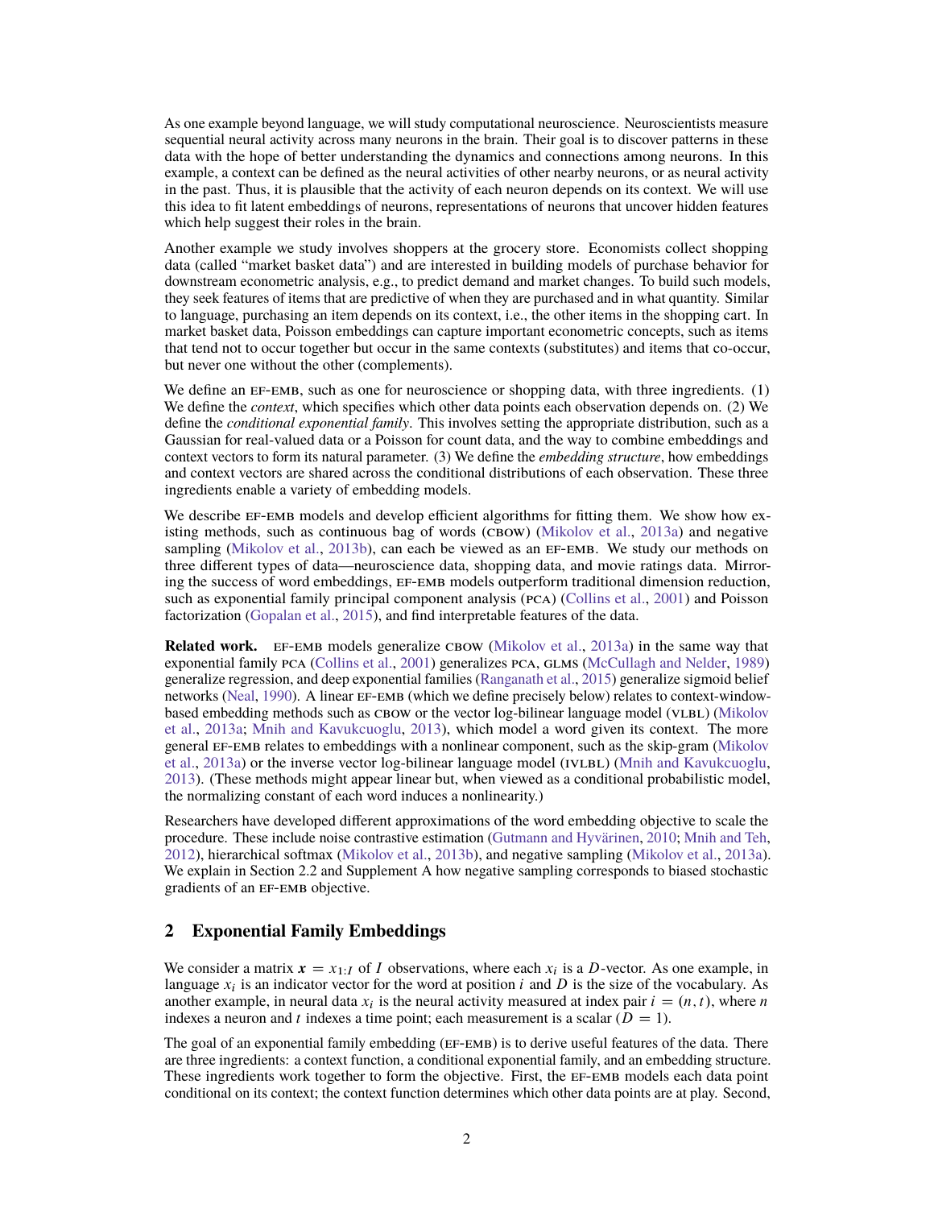As one example beyond language, we will study computational neuroscience. Neuroscientists measure sequential neural activity across many neurons in the brain. Their goal is to discover patterns in these data with the hope of better understanding the dynamics and connections among neurons. In this example, a context can be defined as the neural activities of other nearby neurons, or as neural activity in the past. Thus, it is plausible that the activity of each neuron depends on its context. We will use this idea to fit latent embeddings of neurons, representations of neurons that uncover hidden features which help suggest their roles in the brain.

Another example we study involves shoppers at the grocery store. Economists collect shopping data (called "market basket data") and are interested in building models of purchase behavior for downstream econometric analysis, e.g., to predict demand and market changes. To build such models, they seek features of items that are predictive of when they are purchased and in what quantity. Similar to language, purchasing an item depends on its context, i.e., the other items in the shopping cart. In market basket data, Poisson embeddings can capture important econometric concepts, such as items that tend not to occur together but occur in the same contexts (substitutes) and items that co-occur, but never one without the other (complements).

We define an EF-EMB, such as one for neuroscience or shopping data, with three ingredients. (1) We define the *context*, which specifies which other data points each observation depends on. (2) We define the *conditional exponential family*. This involves setting the appropriate distribution, such as a Gaussian for real-valued data or a Poisson for count data, and the way to combine embeddings and context vectors to form its natural parameter. (3) We define the *embedding structure*, how embeddings and context vectors are shared across the conditional distributions of each observation. These three ingredients enable a variety of embedding models.

We describe EF-EMB models and develop efficient algorithms for fitting them. We show how existing methods, such as continuous bag of words (CBOW) (Mikolov et al., 2013a) and negative sampling (Mikolov et al., 2013b), can each be viewed as an EF-EMB. We study our methods on three different types of data—neuroscience data, shopping data, and movie ratings data. Mirroring the success of word embeddings, EF-EMB models outperform traditional dimension reduction, such as exponential family principal component analysis (PCA) (Collins et al., 2001) and Poisson factorization (Gopalan et al., 2015), and find interpretable features of the data.

**Related work.** EF-EMB models generalize CBOW (Mikolov et al., 2013a) in the same way that exponential family PCA (Collins et al., 2001) generalizes PCA, GLMS (McCullagh and Nelder, 1989) generalize regression, and deep exponential families (Ranganath et al., 2015) generalize sigmoid belief networks (Neal, 1990). A linear EF-EMB (which we define precisely below) relates to context-window-based embedding methods such as CBOW or the vector log-bilinear language model (VLBL) (Mikolov et al., 2013a; Mnih and Kavukcuoglu, 2013), which model a word given its context. The more general EF-EMB relates to embeddings with a nonlinear component, such as the skip-gram (Mikolov et al., 2013a) or the inverse vector log-bilinear language model (IVLBL) (Mnih and Kavukcuoglu, 2013). (These methods might appear linear but, when viewed as a conditional probabilistic model, the normalizing constant of each word induces a nonlinearity.)

Researchers have developed different approximations of the word embedding objective to scale the procedure. These include noise contrastive estimation (Gutmann and Hyvärinen, 2010; Mnih and Teh, 2012), hierarchical softmax (Mikolov et al., 2013b), and negative sampling (Mikolov et al., 2013a). We explain in Section 2.2 and Supplement A how negative sampling corresponds to biased stochastic gradients of an EF-EMB objective.

## 2 Exponential Family Embeddings

We consider a matrix $\boldsymbol{x} = x_{1:I}$ of $I$ observations, where each $x_i$ is a $D$-vector. As one example, in language $x_i$ is an indicator vector for the word at position $i$ and $D$ is the size of the vocabulary. As another example, in neural data $x_i$ is the neural activity measured at index pair $i = (n, t)$, where $n$ indexes a neuron and $t$ indexes a time point; each measurement is a scalar ($D = 1$).

The goal of an exponential family embedding (EF-EMB) is to derive useful features of the data. There are three ingredients: a context function, a conditional exponential family, and an embedding structure. These ingredients work together to form the objective. First, the EF-EMB models each data point conditional on its context; the context function determines which other data points are at play. Second,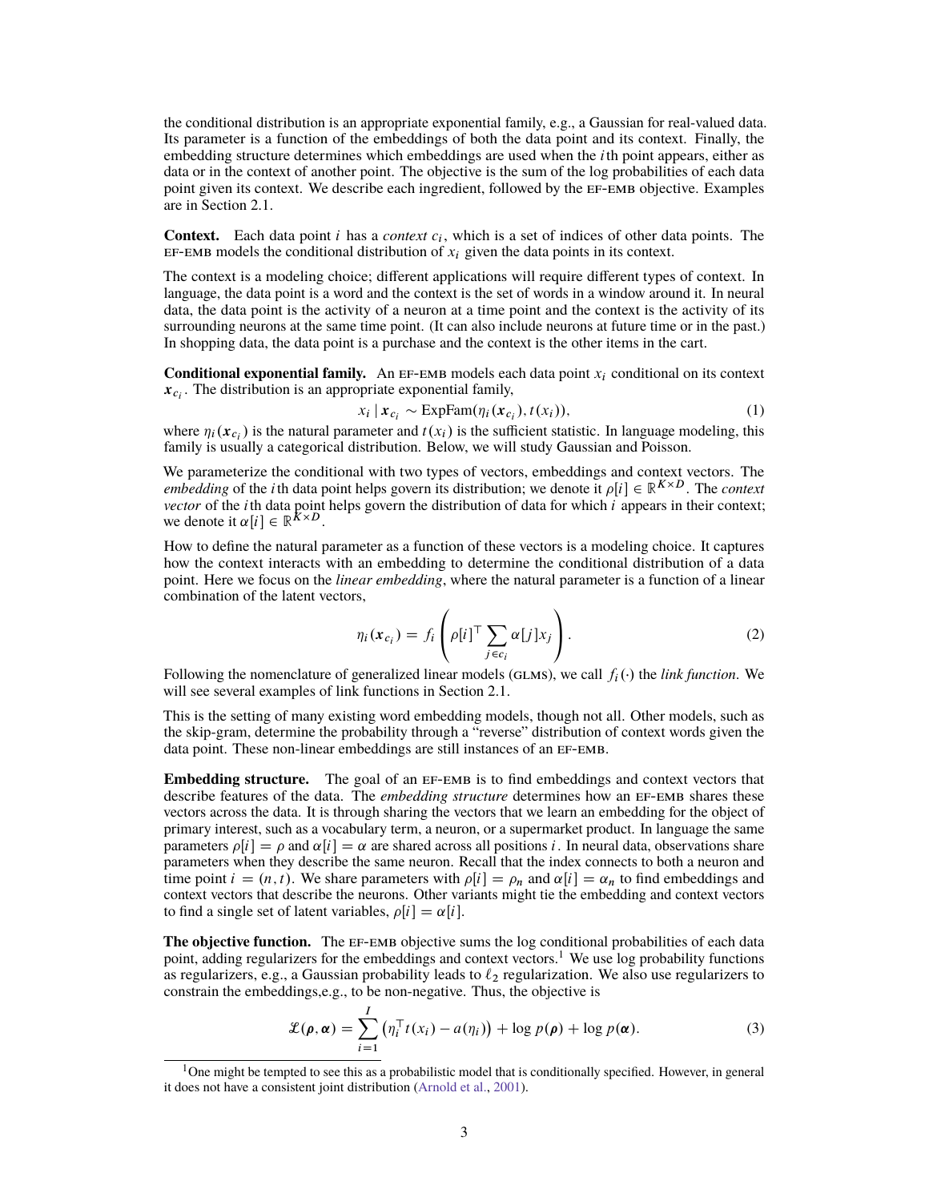the conditional distribution is an appropriate exponential family, e.g., a Gaussian for real-valued data. Its parameter is a function of the embeddings of both the data point and its context. Finally, the embedding structure determines which embeddings are used when the $i$th point appears, either as data or in the context of another point. The objective is the sum of the log probabilities of each data point given its context. We describe each ingredient, followed by the EF-EMB objective. Examples are in Section 2.1.

**Context.** Each data point $i$ has a *context* $c_i$, which is a set of indices of other data points. The EF-EMB models the conditional distribution of $x_i$ given the data points in its context.

The context is a modeling choice; different applications will require different types of context. In language, the data point is a word and the context is the set of words in a window around it. In neural data, the data point is the activity of a neuron at a time point and the context is the activity of its surrounding neurons at the same time point. (It can also include neurons at future time or in the past.) In shopping data, the data point is a purchase and the context is the other items in the cart.

**Conditional exponential family.** An EF-EMB models each data point $x_i$ conditional on its context $\boldsymbol{x}_{c_i}$. The distribution is an appropriate exponential family,

$$x_i \mid \boldsymbol{x}_{c_i} \sim \text{ExpFam}(\eta_i(\boldsymbol{x}_{c_i}), t(x_i)), \tag{1}$$

where $\eta_i(\boldsymbol{x}_{c_i})$ is the natural parameter and $t(x_i)$ is the sufficient statistic. In language modeling, this family is usually a categorical distribution. Below, we will study Gaussian and Poisson.

We parameterize the conditional with two types of vectors, embeddings and context vectors. The *embedding* of the $i$th data point helps govern its distribution; we denote it $\rho[i] \in \mathbb{R}^{K \times D}$. The *context vector* of the $i$th data point helps govern the distribution of data for which $i$ appears in their context; we denote it $\alpha[i] \in \mathbb{R}^{K \times D}$.

How to define the natural parameter as a function of these vectors is a modeling choice. It captures how the context interacts with an embedding to determine the conditional distribution of a data point. Here we focus on the *linear embedding*, where the natural parameter is a function of a linear combination of the latent vectors,

$$\eta_i(\boldsymbol{x}_{c_i}) = f_i\left(\rho[i]^\top \sum_{j \in c_i} \alpha[j] x_j\right). \tag{2}$$

Following the nomenclature of generalized linear models (GLMs), we call $f_i(\cdot)$ the *link function*. We will see several examples of link functions in Section 2.1.

This is the setting of many existing word embedding models, though not all. Other models, such as the skip-gram, determine the probability through a "reverse" distribution of context words given the data point. These non-linear embeddings are still instances of an EF-EMB.

**Embedding structure.** The goal of an EF-EMB is to find embeddings and context vectors that describe features of the data. The *embedding structure* determines how an EF-EMB shares these vectors across the data. It is through sharing the vectors that we learn an embedding for the object of primary interest, such as a vocabulary term, a neuron, or a supermarket product. In language the same parameters $\rho[i] = \rho$ and $\alpha[i] = \alpha$ are shared across all positions $i$. In neural data, observations share parameters when they describe the same neuron. Recall that the index connects to both a neuron and time point $i = (n, t)$. We share parameters with $\rho[i] = \rho_n$ and $\alpha[i] = \alpha_n$ to find embeddings and context vectors that describe the neurons. Other variants might tie the embedding and context vectors to find a single set of latent variables, $\rho[i] = \alpha[i]$.

**The objective function.** The EF-EMB objective sums the log conditional probabilities of each data point, adding regularizers for the embeddings and context vectors.[1] We use log probability functions as regularizers, e.g., a Gaussian probability leads to $\ell_2$ regularization. We also use regularizers to constrain the embeddings,e.g., to be non-negative. Thus, the objective is

$$\mathcal{L}(\boldsymbol{\rho}, \boldsymbol{\alpha}) = \sum_{i=1}^{I} \left(\eta_i^\top t(x_i) - a(\eta_i)\right) + \log p(\boldsymbol{\rho}) + \log p(\boldsymbol{\alpha}). \tag{3}$$

[1] One might be tempted to see this as a probabilistic model that is conditionally specified. However, in general it does not have a consistent joint distribution (Arnold et al., 2001).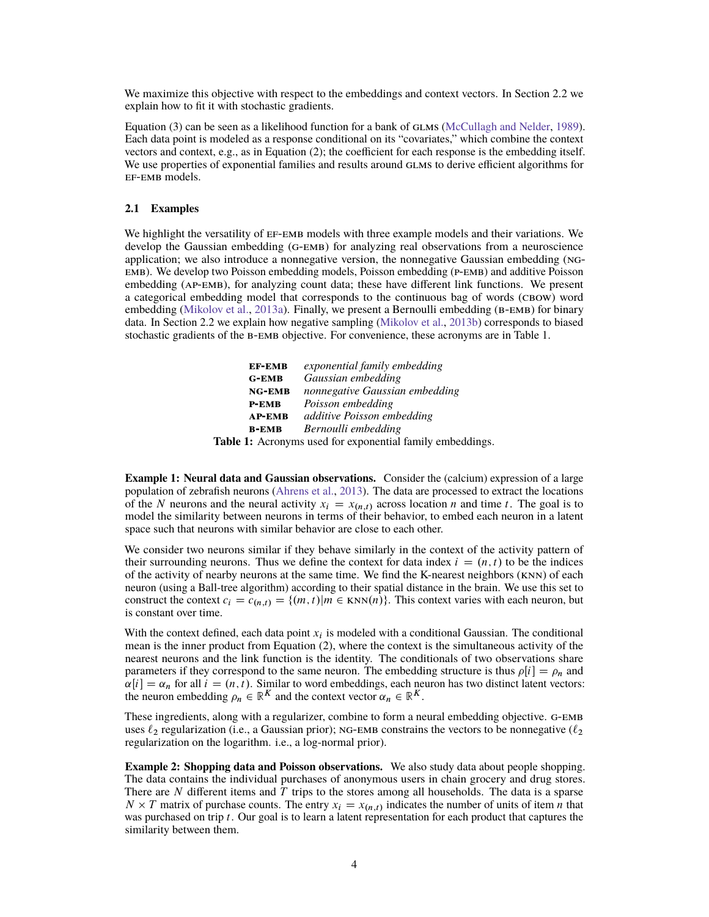We maximize this objective with respect to the embeddings and context vectors. In Section 2.2 we explain how to fit it with stochastic gradients.

Equation (3) can be seen as a likelihood function for a bank of GLMS (McCullagh and Nelder, 1989). Each data point is modeled as a response conditional on its "covariates," which combine the context vectors and context, e.g., as in Equation (2); the coefficient for each response is the embedding itself. We use properties of exponential families and results around GLMS to derive efficient algorithms for EF-EMB models.

### 2.1 Examples

We highlight the versatility of EF-EMB models with three example models and their variations. We develop the Gaussian embedding (G-EMB) for analyzing real observations from a neuroscience application; we also introduce a nonnegative version, the nonnegative Gaussian embedding (NG-EMB). We develop two Poisson embedding models, Poisson embedding (P-EMB) and additive Poisson embedding (AP-EMB), for analyzing count data; these have different link functions. We present a categorical embedding model that corresponds to the continuous bag of words (CBOW) word embedding (Mikolov et al., 2013a). Finally, we present a Bernoulli embedding (B-EMB) for binary data. In Section 2.2 we explain how negative sampling (Mikolov et al., 2013b) corresponds to biased stochastic gradients of the B-EMB objective. For convenience, these acronyms are in Table 1.

| | |
|---|---|
| **EF-EMB** | *exponential family embedding* |
| **G-EMB** | *Gaussian embedding* |
| **NG-EMB** | *nonnegative Gaussian embedding* |
| **P-EMB** | *Poisson embedding* |
| **AP-EMB** | *additive Poisson embedding* |
| **B-EMB** | *Bernoulli embedding* |

**Table 1:** Acronyms used for exponential family embeddings.

**Example 1: Neural data and Gaussian observations.** Consider the (calcium) expression of a large population of zebrafish neurons (Ahrens et al., 2013). The data are processed to extract the locations of the $N$ neurons and the neural activity $x_i = x_{(n,t)}$ across location $n$ and time $t$. The goal is to model the similarity between neurons in terms of their behavior, to embed each neuron in a latent space such that neurons with similar behavior are close to each other.

We consider two neurons similar if they behave similarly in the context of the activity pattern of their surrounding neurons. Thus we define the context for data index $i = (n, t)$ to be the indices of the activity of nearby neurons at the same time. We find the K-nearest neighbors (KNN) of each neuron (using a Ball-tree algorithm) according to their spatial distance in the brain. We use this set to construct the context $c_i = c_{(n,t)} = \{(m, t) | m \in \text{KNN}(n)\}$. This context varies with each neuron, but is constant over time.

With the context defined, each data point $x_i$ is modeled with a conditional Gaussian. The conditional mean is the inner product from Equation (2), where the context is the simultaneous activity of the nearest neurons and the link function is the identity. The conditionals of two observations share parameters if they correspond to the same neuron. The embedding structure is thus $\rho[i] = \rho_n$ and $\alpha[i] = \alpha_n$ for all $i = (n, t)$. Similar to word embeddings, each neuron has two distinct latent vectors: the neuron embedding $\rho_n \in \mathbb{R}^K$ and the context vector $\alpha_n \in \mathbb{R}^K$.

These ingredients, along with a regularizer, combine to form a neural embedding objective. G-EMB uses $\ell_2$ regularization (i.e., a Gaussian prior); NG-EMB constrains the vectors to be nonnegative ($\ell_2$ regularization on the logarithm. i.e., a log-normal prior).

**Example 2: Shopping data and Poisson observations.** We also study data about people shopping. The data contains the individual purchases of anonymous users in chain grocery and drug stores. There are $N$ different items and $T$ trips to the stores among all households. The data is a sparse $N \times T$ matrix of purchase counts. The entry $x_i = x_{(n,t)}$ indicates the number of units of item $n$ that was purchased on trip $t$. Our goal is to learn a latent representation for each product that captures the similarity between them.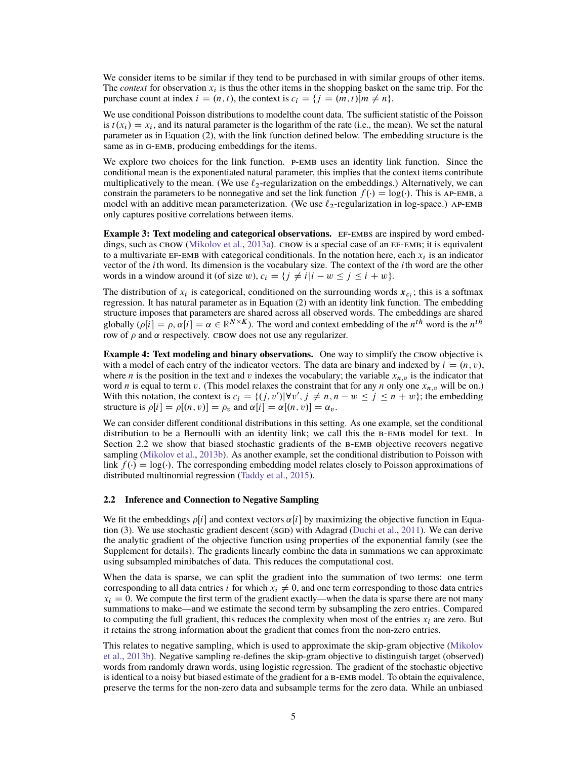We consider items to be similar if they tend to be purchased in with similar groups of other items. The *context* for observation $x_i$ is thus the other items in the shopping basket on the same trip. For the purchase count at index $i = (n, t)$, the context is $c_i = \{j = (m, t) | m \neq n\}$.

We use conditional Poisson distributions to modelthe count data. The sufficient statistic of the Poisson is $t(x_i) = x_i$, and its natural parameter is the logarithm of the rate (i.e., the mean). We set the natural parameter as in Equation (2), with the link function defined below. The embedding structure is the same as in G-EMB, producing embeddings for the items.

We explore two choices for the link function. P-EMB uses an identity link function. Since the conditional mean is the exponentiated natural parameter, this implies that the context items contribute multiplicatively to the mean. (We use $\ell_2$-regularization on the embeddings.) Alternatively, we can constrain the parameters to be nonnegative and set the link function $f(\cdot) = \log(\cdot)$. This is AP-EMB, a model with an additive mean parameterization. (We use $\ell_2$-regularization in log-space.) AP-EMB only captures positive correlations between items.

**Example 3: Text modeling and categorical observations.** EF-EMBS are inspired by word embeddings, such as CBOW (Mikolov et al., 2013a). CBOW is a special case of an EF-EMB; it is equivalent to a multivariate EF-EMB with categorical conditionals. In the notation here, each $x_i$ is an indicator vector of the $i$th word. Its dimension is the vocabulary size. The context of the $i$th word are the other words in a window around it (of size $w$), $c_i = \{j \neq i | i - w \leq j \leq i + w\}$.

The distribution of $x_i$ is categorical, conditioned on the surrounding words $\boldsymbol{x}_{c_i}$; this is a softmax regression. It has natural parameter as in Equation (2) with an identity link function. The embedding structure imposes that parameters are shared across all observed words. The embeddings are shared globally ($\rho[i] = \rho, \alpha[i] = \alpha \in \mathbb{R}^{N \times K}$). The word and context embedding of the $n^{th}$ word is the $n^{th}$ row of $\rho$ and $\alpha$ respectively. CBOW does not use any regularizer.

**Example 4: Text modeling and binary observations.** One way to simplify the CBOW objective is with a model of each entry of the indicator vectors. The data are binary and indexed by $i = (n, v)$, where $n$ is the position in the text and $v$ indexes the vocabulary; the variable $x_{n,v}$ is the indicator that word $n$ is equal to term $v$. (This model relaxes the constraint that for any $n$ only one $x_{n,v}$ will be on.) With this notation, the context is $c_i = \{(j, v') | \forall v', j \neq n, n - w \leq j \leq n + w\}$; the embedding structure is $\rho[i] = \rho[(n, v)] = \rho_v$ and $\alpha[i] = \alpha[(n, v)] = \alpha_v$.

We can consider different conditional distributions in this setting. As one example, set the conditional distribution to be a Bernoulli with an identity link; we call this the B-EMB model for text. In Section 2.2 we show that biased stochastic gradients of the B-EMB objective recovers negative sampling (Mikolov et al., 2013b). As another example, set the conditional distribution to Poisson with link $f(\cdot) = \log(\cdot)$. The corresponding embedding model relates closely to Poisson approximations of distributed multinomial regression (Taddy et al., 2015).

### 2.2 Inference and Connection to Negative Sampling

We fit the embeddings $\rho[i]$ and context vectors $\alpha[i]$ by maximizing the objective function in Equation (3). We use stochastic gradient descent (SGD) with Adagrad (Duchi et al., 2011). We can derive the analytic gradient of the objective function using properties of the exponential family (see the Supplement for details). The gradients linearly combine the data in summations we can approximate using subsampled minibatches of data. This reduces the computational cost.

When the data is sparse, we can split the gradient into the summation of two terms: one term corresponding to all data entries $i$ for which $x_i \neq 0$, and one term corresponding to those data entries $x_i = 0$. We compute the first term of the gradient exactly—when the data is sparse there are not many summations to make—and we estimate the second term by subsampling the zero entries. Compared to computing the full gradient, this reduces the complexity when most of the entries $x_i$ are zero. But it retains the strong information about the gradient that comes from the non-zero entries.

This relates to negative sampling, which is used to approximate the skip-gram objective (Mikolov et al., 2013b). Negative sampling re-defines the skip-gram objective to distinguish target (observed) words from randomly drawn words, using logistic regression. The gradient of the stochastic objective is identical to a noisy but biased estimate of the gradient for a B-EMB model. To obtain the equivalence, preserve the terms for the non-zero data and subsample terms for the zero data. While an unbiased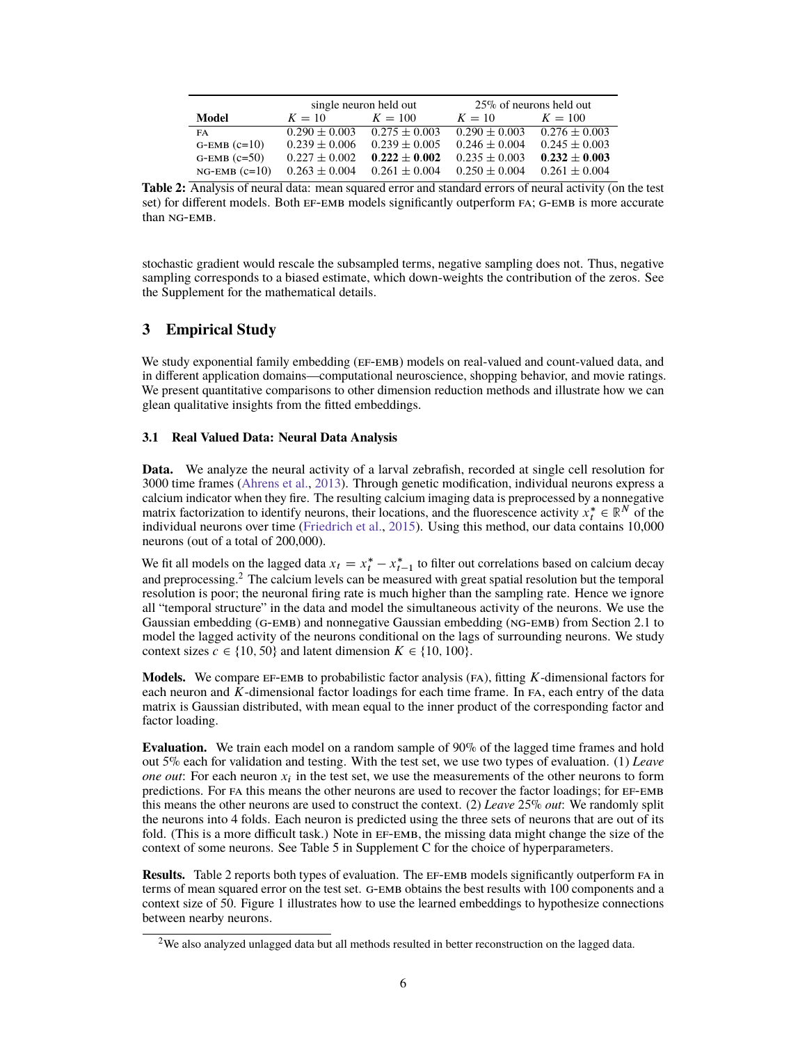| Model | single neuron held out | | 25% of neurons held out | |
|---|---|---|---|---|
| | $K = 10$ | $K = 100$ | $K = 10$ | $K = 100$ |
| FA | $0.290 \pm 0.003$ | $0.275 \pm 0.003$ | $0.290 \pm 0.003$ | $0.276 \pm 0.003$ |
| G-EMB (c=10) | $0.239 \pm 0.006$ | $0.239 \pm 0.005$ | $0.246 \pm 0.004$ | $0.245 \pm 0.003$ |
| G-EMB (c=50) | $0.227 \pm 0.002$ | $\mathbf{0.222 \pm 0.002}$ | $0.235 \pm 0.003$ | $\mathbf{0.232 \pm 0.003}$ |
| NG-EMB (c=10) | $0.263 \pm 0.004$ | $0.261 \pm 0.004$ | $0.250 \pm 0.004$ | $0.261 \pm 0.004$ |

**Table 2:** Analysis of neural data: mean squared error and standard errors of neural activity (on the test set) for different models. Both EF-EMB models significantly outperform FA; G-EMB is more accurate than NG-EMB.

stochastic gradient would rescale the subsampled terms, negative sampling does not. Thus, negative sampling corresponds to a biased estimate, which down-weights the contribution of the zeros. See the Supplement for the mathematical details.

## 3 Empirical Study

We study exponential family embedding (EF-EMB) models on real-valued and count-valued data, and in different application domains—computational neuroscience, shopping behavior, and movie ratings. We present quantitative comparisons to other dimension reduction methods and illustrate how we can glean qualitative insights from the fitted embeddings.

### 3.1 Real Valued Data: Neural Data Analysis

**Data.** We analyze the neural activity of a larval zebrafish, recorded at single cell resolution for 3000 time frames (Ahrens et al., 2013). Through genetic modification, individual neurons express a calcium indicator when they fire. The resulting calcium imaging data is preprocessed by a nonnegative matrix factorization to identify neurons, their locations, and the fluorescence activity $x_t^* \in \mathbb{R}^N$ of the individual neurons over time (Friedrich et al., 2015). Using this method, our data contains 10,000 neurons (out of a total of 200,000).

We fit all models on the lagged data $x_t = x_t^* - x_{t-1}^*$ to filter out correlations based on calcium decay and preprocessing.[2] The calcium levels can be measured with great spatial resolution but the temporal resolution is poor; the neuronal firing rate is much higher than the sampling rate. Hence we ignore all "temporal structure" in the data and model the simultaneous activity of the neurons. We use the Gaussian embedding (G-EMB) and nonnegative Gaussian embedding (NG-EMB) from Section 2.1 to model the lagged activity of the neurons conditional on the lags of surrounding neurons. We study context sizes $c \in \{10, 50\}$ and latent dimension $K \in \{10, 100\}$.

**Models.** We compare EF-EMB to probabilistic factor analysis (FA), fitting $K$-dimensional factors for each neuron and $K$-dimensional factor loadings for each time frame. In FA, each entry of the data matrix is Gaussian distributed, with mean equal to the inner product of the corresponding factor and factor loading.

**Evaluation.** We train each model on a random sample of 90% of the lagged time frames and hold out 5% each for validation and testing. With the test set, we use two types of evaluation. (1) *Leave one out*: For each neuron $x_i$ in the test set, we use the measurements of the other neurons to form predictions. For FA this means the other neurons are used to recover the factor loadings; for EF-EMB this means the other neurons are used to construct the context. (2) *Leave* 25% *out*: We randomly split the neurons into 4 folds. Each neuron is predicted using the three sets of neurons that are out of its fold. (This is a more difficult task.) Note in EF-EMB, the missing data might change the size of the context of some neurons. See Table 5 in Supplement C for the choice of hyperparameters.

**Results.** Table 2 reports both types of evaluation. The EF-EMB models significantly outperform FA in terms of mean squared error on the test set. G-EMB obtains the best results with 100 components and a context size of 50. Figure 1 illustrates how to use the learned embeddings to hypothesize connections between nearby neurons.

[2] We also analyzed unlagged data but all methods resulted in better reconstruction on the lagged data.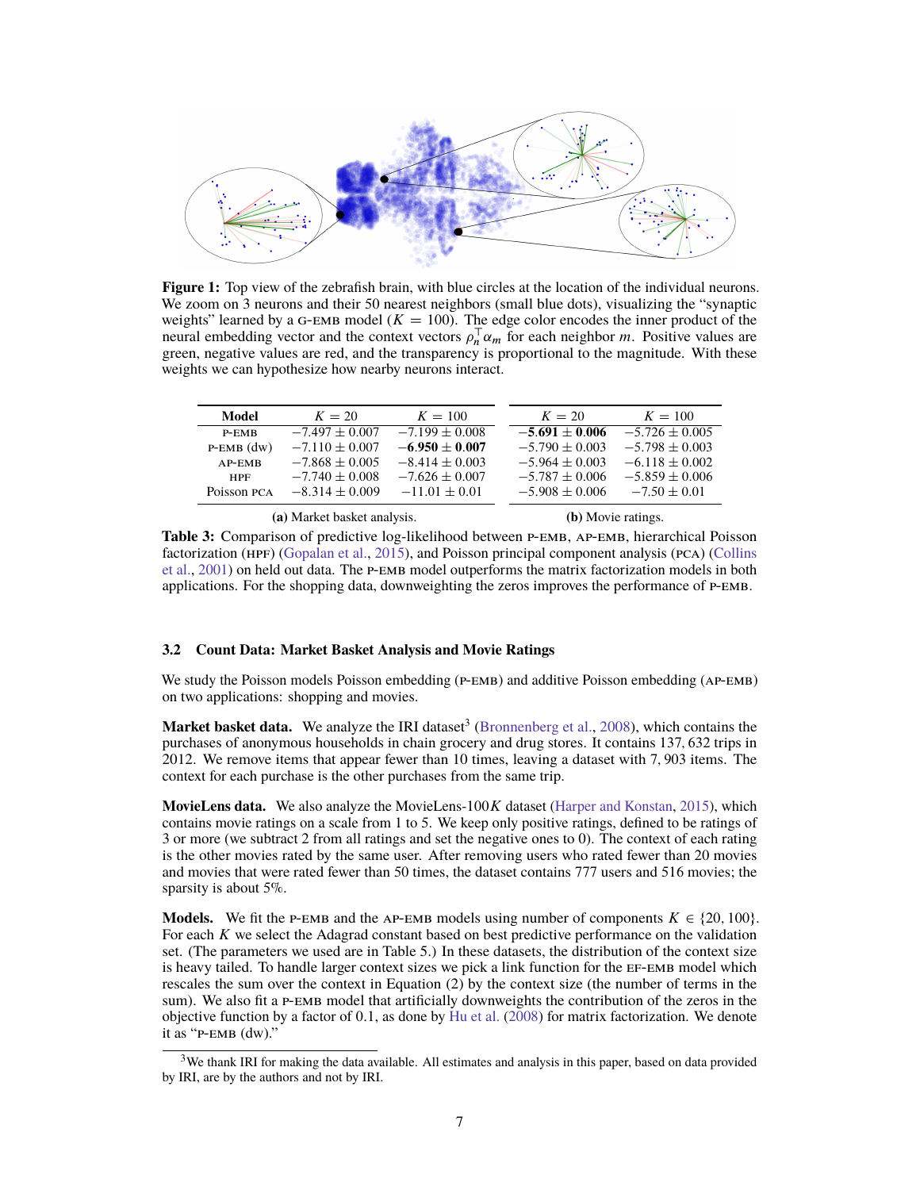**Figure 1:** Top view of the zebrafish brain, with blue circles at the location of the individual neurons. We zoom on 3 neurons and their 50 nearest neighbors (small blue dots), visualizing the "synaptic weights" learned by a G-EMB model ($K = 100$). The edge color encodes the inner product of the neural embedding vector and the context vectors $\rho_n^\top \alpha_m$ for each neighbor $m$. Positive values are green, negative values are red, and the transparency is proportional to the magnitude. With these weights we can hypothesize how nearby neurons interact.

| Model | (a) Market basket analysis. $K = 20$ | (a) Market basket analysis. $K = 100$ | (b) Movie ratings. $K = 20$ | (b) Movie ratings. $K = 100$ |
|---|---|---|---|---|
| P-EMB | $-7.497 \pm 0.007$ | $-7.199 \pm 0.008$ | $\mathbf{-5.691 \pm 0.006}$ | $-5.726 \pm 0.005$ |
| P-EMB (dw) | $-7.110 \pm 0.007$ | $\mathbf{-6.950 \pm 0.007}$ | $-5.790 \pm 0.003$ | $-5.798 \pm 0.003$ |
| AP-EMB | $-7.868 \pm 0.005$ | $-8.414 \pm 0.003$ | $-5.964 \pm 0.003$ | $-6.118 \pm 0.002$ |
| HPF | $-7.740 \pm 0.008$ | $-7.626 \pm 0.007$ | $-5.787 \pm 0.006$ | $-5.859 \pm 0.006$ |
| Poisson PCA | $-8.314 \pm 0.009$ | $-11.01 \pm 0.01$ | $-5.908 \pm 0.006$ | $-7.50 \pm 0.01$ |

**Table 3:** Comparison of predictive log-likelihood between P-EMB, AP-EMB, hierarchical Poisson factorization (HPF) (Gopalan et al., 2015), and Poisson principal component analysis (PCA) (Collins et al., 2001) on held out data. The P-EMB model outperforms the matrix factorization models in both applications. For the shopping data, downweighting the zeros improves the performance of P-EMB.

### 3.2 Count Data: Market Basket Analysis and Movie Ratings

We study the Poisson models Poisson embedding (P-EMB) and additive Poisson embedding (AP-EMB) on two applications: shopping and movies.

**Market basket data.** We analyze the IRI dataset[3] (Bronnenberg et al., 2008), which contains the purchases of anonymous households in chain grocery and drug stores. It contains 137, 632 trips in 2012. We remove items that appear fewer than 10 times, leaving a dataset with 7, 903 items. The context for each purchase is the other purchases from the same trip.

**MovieLens data.** We also analyze the MovieLens-100$K$ dataset (Harper and Konstan, 2015), which contains movie ratings on a scale from 1 to 5. We keep only positive ratings, defined to be ratings of 3 or more (we subtract 2 from all ratings and set the negative ones to 0). The context of each rating is the other movies rated by the same user. After removing users who rated fewer than 20 movies and movies that were rated fewer than 50 times, the dataset contains 777 users and 516 movies; the sparsity is about 5%.

**Models.** We fit the P-EMB and the AP-EMB models using number of components $K \in \{20, 100\}$. For each $K$ we select the Adagrad constant based on best predictive performance on the validation set. (The parameters we used are in Table 5.) In these datasets, the distribution of the context size is heavy tailed. To handle larger context sizes we pick a link function for the EF-EMB model which rescales the sum over the context in Equation (2) by the context size (the number of terms in the sum). We also fit a P-EMB model that artificially downweights the contribution of the zeros in the objective function by a factor of 0.1, as done by Hu et al. (2008) for matrix factorization. We denote it as "P-EMB (dw)."

[3]We thank IRI for making the data available. All estimates and analysis in this paper, based on data provided by IRI, are by the authors and not by IRI.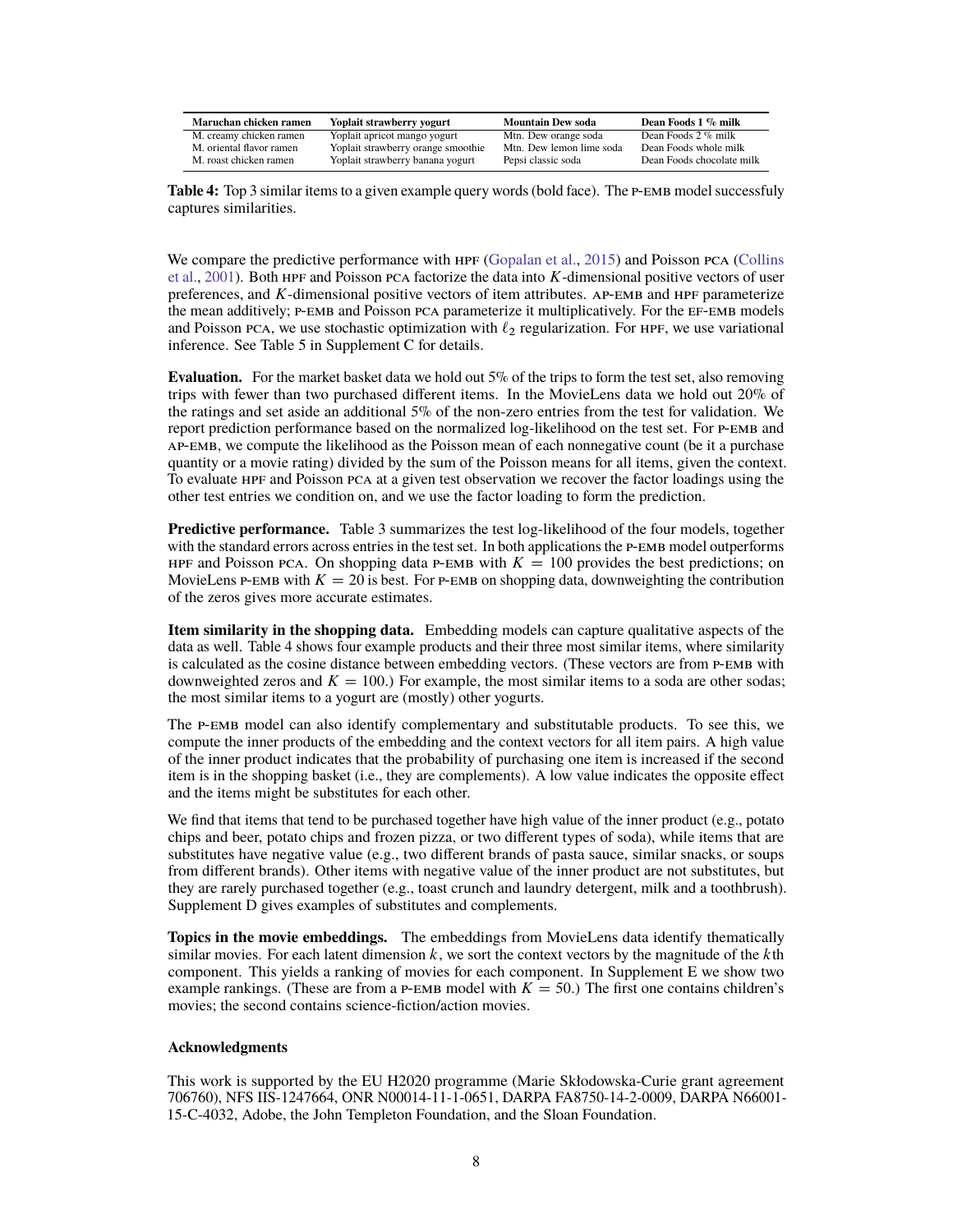| **Maruchan chicken ramen** | **Yoplait strawberry yogurt** | **Mountain Dew soda** | **Dean Foods 1 % milk** |
|---|---|---|---|
| M. creamy chicken ramen | Yoplait apricot mango yogurt | Mtn. Dew orange soda | Dean Foods 2 % milk |
| M. oriental flavor ramen | Yoplait strawberry orange smoothie | Mtn. Dew lemon lime soda | Dean Foods whole milk |
| M. roast chicken ramen | Yoplait strawberry banana yogurt | Pepsi classic soda | Dean Foods chocolate milk |

**Table 4:** Top 3 similar items to a given example query words (bold face). The P-EMB model successfuly captures similarities.

We compare the predictive performance with HPF (Gopalan et al., 2015) and Poisson PCA (Collins et al., 2001). Both HPF and Poisson PCA factorize the data into $K$-dimensional positive vectors of user preferences, and $K$-dimensional positive vectors of item attributes. AP-EMB and HPF parameterize the mean additively; P-EMB and Poisson PCA parameterize it multiplicatively. For the EF-EMB models and Poisson PCA, we use stochastic optimization with $\ell_2$ regularization. For HPF, we use variational inference. See Table 5 in Supplement C for details.

**Evaluation.** For the market basket data we hold out 5% of the trips to form the test set, also removing trips with fewer than two purchased different items. In the MovieLens data we hold out 20% of the ratings and set aside an additional 5% of the non-zero entries from the test for validation. We report prediction performance based on the normalized log-likelihood on the test set. For P-EMB and AP-EMB, we compute the likelihood as the Poisson mean of each nonnegative count (be it a purchase quantity or a movie rating) divided by the sum of the Poisson means for all items, given the context. To evaluate HPF and Poisson PCA at a given test observation we recover the factor loadings using the other test entries we condition on, and we use the factor loading to form the prediction.

**Predictive performance.** Table 3 summarizes the test log-likelihood of the four models, together with the standard errors across entries in the test set. In both applications the P-EMB model outperforms HPF and Poisson PCA. On shopping data P-EMB with $K = 100$ provides the best predictions; on MovieLens P-EMB with $K = 20$ is best. For P-EMB on shopping data, downweighting the contribution of the zeros gives more accurate estimates.

**Item similarity in the shopping data.** Embedding models can capture qualitative aspects of the data as well. Table 4 shows four example products and their three most similar items, where similarity is calculated as the cosine distance between embedding vectors. (These vectors are from P-EMB with downweighted zeros and $K = 100$.) For example, the most similar items to a soda are other sodas; the most similar items to a yogurt are (mostly) other yogurts.

The P-EMB model can also identify complementary and substitutable products. To see this, we compute the inner products of the embedding and the context vectors for all item pairs. A high value of the inner product indicates that the probability of purchasing one item is increased if the second item is in the shopping basket (i.e., they are complements). A low value indicates the opposite effect and the items might be substitutes for each other.

We find that items that tend to be purchased together have high value of the inner product (e.g., potato chips and beer, potato chips and frozen pizza, or two different types of soda), while items that are substitutes have negative value (e.g., two different brands of pasta sauce, similar snacks, or soups from different brands). Other items with negative value of the inner product are not substitutes, but they are rarely purchased together (e.g., toast crunch and laundry detergent, milk and a toothbrush). Supplement D gives examples of substitutes and complements.

**Topics in the movie embeddings.** The embeddings from MovieLens data identify thematically similar movies. For each latent dimension $k$, we sort the context vectors by the magnitude of the $k$th component. This yields a ranking of movies for each component. In Supplement E we show two example rankings. (These are from a P-EMB model with $K = 50$.) The first one contains children's movies; the second contains science-fiction/action movies.

### Acknowledgments

This work is supported by the EU H2020 programme (Marie Skłodowska-Curie grant agreement 706760), NFS IIS-1247664, ONR N00014-11-1-0651, DARPA FA8750-14-2-0009, DARPA N66001-15-C-4032, Adobe, the John Templeton Foundation, and the Sloan Foundation.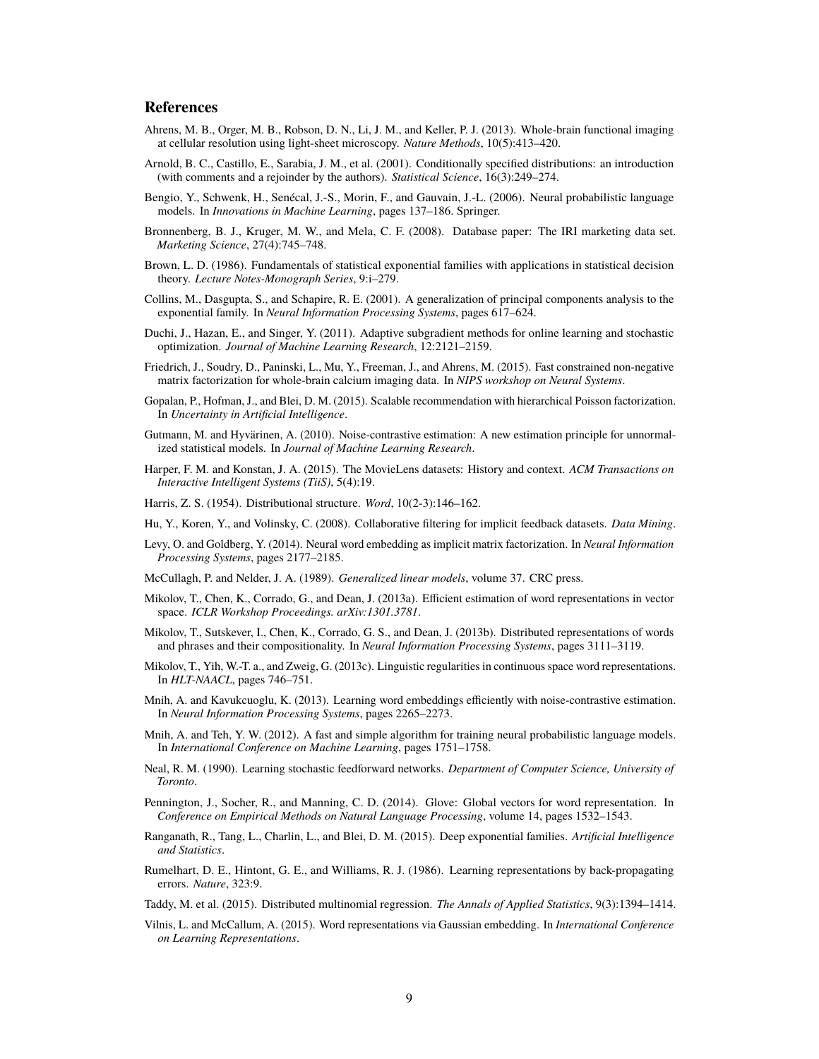## References

Ahrens, M. B., Orger, M. B., Robson, D. N., Li, J. M., and Keller, P. J. (2013). Whole-brain functional imaging at cellular resolution using light-sheet microscopy. *Nature Methods*, 10(5):413–420.

Arnold, B. C., Castillo, E., Sarabia, J. M., et al. (2001). Conditionally specified distributions: an introduction (with comments and a rejoinder by the authors). *Statistical Science*, 16(3):249–274.

Bengio, Y., Schwenk, H., Senécal, J.-S., Morin, F., and Gauvain, J.-L. (2006). Neural probabilistic language models. In *Innovations in Machine Learning*, pages 137–186. Springer.

Bronnenberg, B. J., Kruger, M. W., and Mela, C. F. (2008). Database paper: The IRI marketing data set. *Marketing Science*, 27(4):745–748.

Brown, L. D. (1986). Fundamentals of statistical exponential families with applications in statistical decision theory. *Lecture Notes-Monograph Series*, 9:i–279.

Collins, M., Dasgupta, S., and Schapire, R. E. (2001). A generalization of principal components analysis to the exponential family. In *Neural Information Processing Systems*, pages 617–624.

Duchi, J., Hazan, E., and Singer, Y. (2011). Adaptive subgradient methods for online learning and stochastic optimization. *Journal of Machine Learning Research*, 12:2121–2159.

Friedrich, J., Soudry, D., Paninski, L., Mu, Y., Freeman, J., and Ahrens, M. (2015). Fast constrained non-negative matrix factorization for whole-brain calcium imaging data. In *NIPS workshop on Neural Systems*.

Gopalan, P., Hofman, J., and Blei, D. M. (2015). Scalable recommendation with hierarchical Poisson factorization. In *Uncertainty in Artificial Intelligence*.

Gutmann, M. and Hyvärinen, A. (2010). Noise-contrastive estimation: A new estimation principle for unnormalized statistical models. In *Journal of Machine Learning Research*.

Harper, F. M. and Konstan, J. A. (2015). The MovieLens datasets: History and context. *ACM Transactions on Interactive Intelligent Systems (TiiS)*, 5(4):19.

Harris, Z. S. (1954). Distributional structure. *Word*, 10(2-3):146–162.

Hu, Y., Koren, Y., and Volinsky, C. (2008). Collaborative filtering for implicit feedback datasets. *Data Mining*.

Levy, O. and Goldberg, Y. (2014). Neural word embedding as implicit matrix factorization. In *Neural Information Processing Systems*, pages 2177–2185.

McCullagh, P. and Nelder, J. A. (1989). *Generalized linear models*, volume 37. CRC press.

Mikolov, T., Chen, K., Corrado, G., and Dean, J. (2013a). Efficient estimation of word representations in vector space. *ICLR Workshop Proceedings. arXiv:1301.3781*.

Mikolov, T., Sutskever, I., Chen, K., Corrado, G. S., and Dean, J. (2013b). Distributed representations of words and phrases and their compositionality. In *Neural Information Processing Systems*, pages 3111–3119.

Mikolov, T., Yih, W.-T. a., and Zweig, G. (2013c). Linguistic regularities in continuous space word representations. In *HLT-NAACL*, pages 746–751.

Mnih, A. and Kavukcuoglu, K. (2013). Learning word embeddings efficiently with noise-contrastive estimation. In *Neural Information Processing Systems*, pages 2265–2273.

Mnih, A. and Teh, Y. W. (2012). A fast and simple algorithm for training neural probabilistic language models. In *International Conference on Machine Learning*, pages 1751–1758.

Neal, R. M. (1990). Learning stochastic feedforward networks. *Department of Computer Science, University of Toronto*.

Pennington, J., Socher, R., and Manning, C. D. (2014). Glove: Global vectors for word representation. In *Conference on Empirical Methods on Natural Language Processing*, volume 14, pages 1532–1543.

Ranganath, R., Tang, L., Charlin, L., and Blei, D. M. (2015). Deep exponential families. *Artificial Intelligence and Statistics*.

Rumelhart, D. E., Hintont, G. E., and Williams, R. J. (1986). Learning representations by back-propagating errors. *Nature*, 323:9.

Taddy, M. et al. (2015). Distributed multinomial regression. *The Annals of Applied Statistics*, 9(3):1394–1414.

Vilnis, L. and McCallum, A. (2015). Word representations via Gaussian embedding. In *International Conference on Learning Representations*.